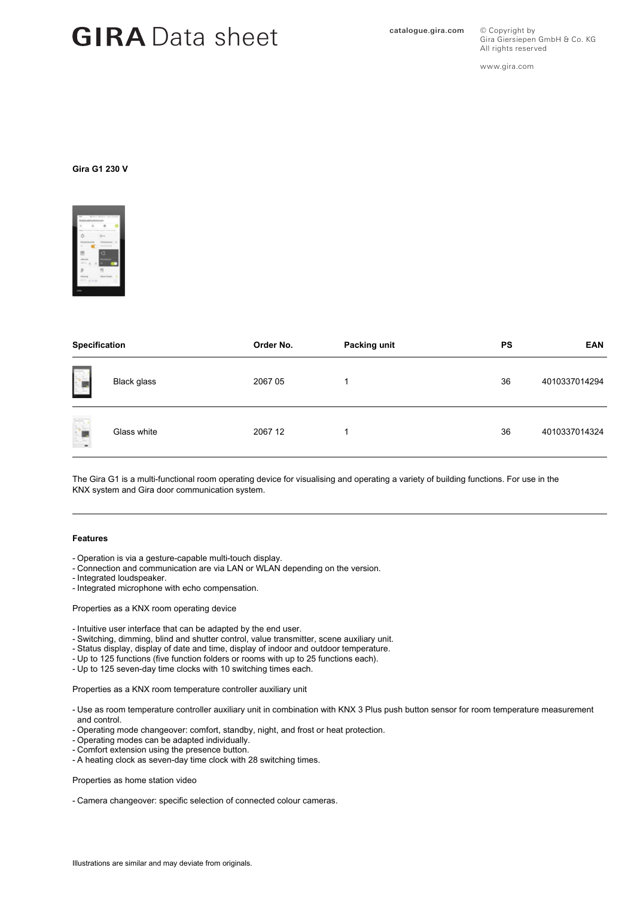**Gira G1 230 V**

| Specification | Order No. | Packing unit | PS | EAN |
|---|---|---|---|---|
| Black glass | 2067 05 | 1 | 36 | 4010337014294 |
| Glass white | 2067 12 | 1 | 36 | 4010337014324 |

The Gira G1 is a multi-functional room operating device for visualising and operating a variety of building functions. For use in the KNX system and Gira door communication system.

**Features**

- Operation is via a gesture-capable multi-touch display.
- Connection and communication are via LAN or WLAN depending on the version.
- Integrated loudspeaker.
- Integrated microphone with echo compensation.

Properties as a KNX room operating device

- Intuitive user interface that can be adapted by the end user.
- Switching, dimming, blind and shutter control, value transmitter, scene auxiliary unit.
- Status display, display of date and time, display of indoor and outdoor temperature.
- Up to 125 functions (five function folders or rooms with up to 25 functions each).
- Up to 125 seven-day time clocks with 10 switching times each.

Properties as a KNX room temperature controller auxiliary unit

- Use as room temperature controller auxiliary unit in combination with KNX 3 Plus push button sensor for room temperature measurement and control.
- Operating mode changeover: comfort, standby, night, and frost or heat protection.
- Operating modes can be adapted individually.
- Comfort extension using the presence button.
- A heating clock as seven-day time clock with 28 switching times.

Properties as home station video

- Camera changeover: specific selection of connected colour cameras.

Illustrations are similar and may deviate from originals.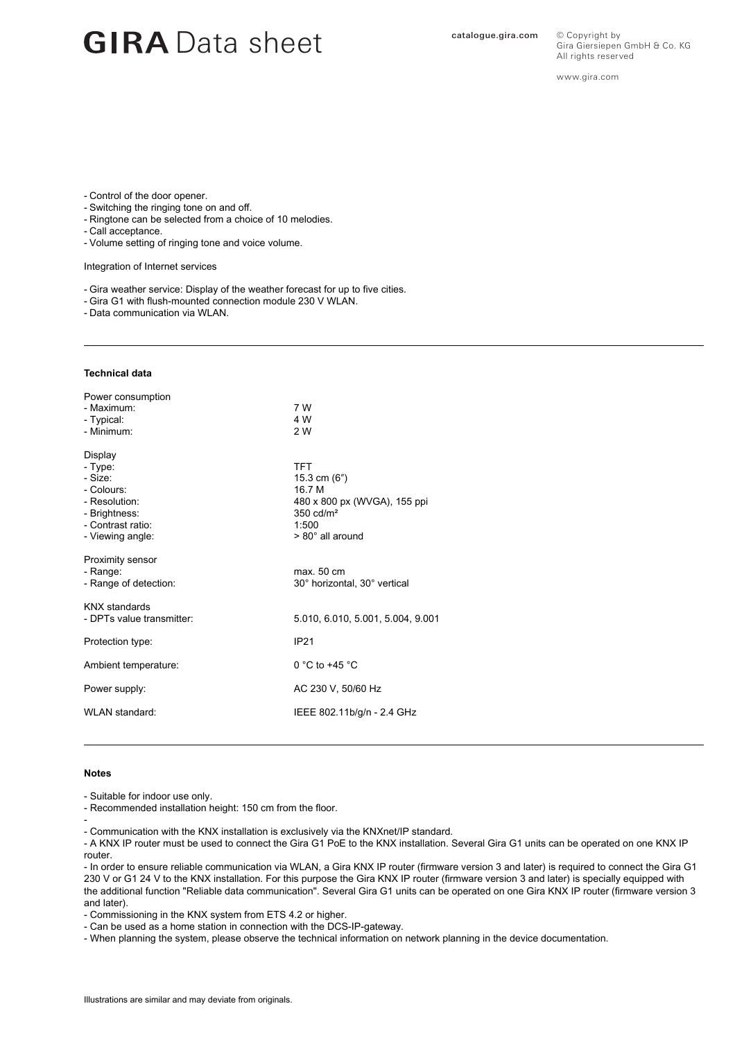- Control of the door opener.
- Switching the ringing tone on and off.
- Ringtone can be selected from a choice of 10 melodies.
- Call acceptance.
- Volume setting of ringing tone and voice volume.

Integration of Internet services

- Gira weather service: Display of the weather forecast for up to five cities.
- Gira G1 with flush-mounted connection module 230 V WLAN.
- Data communication via WLAN.

---

**Technical data**

| | |
|---|---|
| Power consumption | |
| - Maximum: | 7 W |
| - Typical: | 4 W |
| - Minimum: | 2 W |
| Display | |
| - Type: | TFT |
| - Size: | 15.3 cm (6″) |
| - Colours: | 16.7 M |
| - Resolution: | 480 x 800 px (WVGA), 155 ppi |
| - Brightness: | 350 cd/m² |
| - Contrast ratio: | 1:500 |
| - Viewing angle: | > 80° all around |
| Proximity sensor | |
| - Range: | max. 50 cm |
| - Range of detection: | 30° horizontal, 30° vertical |
| KNX standards | |
| - DPTs value transmitter: | 5.010, 6.010, 5.001, 5.004, 9.001 |
| Protection type: | IP21 |
| Ambient temperature: | 0 °C to +45 °C |
| Power supply: | AC 230 V, 50/60 Hz |
| WLAN standard: | IEEE 802.11b/g/n - 2.4 GHz |

---

**Notes**

- Suitable for indoor use only.
- Recommended installation height: 150 cm from the floor.
-
- Communication with the KNX installation is exclusively via the KNXnet/IP standard.
- A KNX IP router must be used to connect the Gira G1 PoE to the KNX installation. Several Gira G1 units can be operated on one KNX IP router.
- In order to ensure reliable communication via WLAN, a Gira KNX IP router (firmware version 3 and later) is required to connect the Gira G1 230 V or G1 24 V to the KNX installation. For this purpose the Gira KNX IP router (firmware version 3 and later) is specially equipped with the additional function "Reliable data communication". Several Gira G1 units can be operated on one Gira KNX IP router (firmware version 3 and later).
- Commissioning in the KNX system from ETS 4.2 or higher.
- Can be used as a home station in connection with the DCS-IP-gateway.
- When planning the system, please observe the technical information on network planning in the device documentation.

Illustrations are similar and may deviate from originals.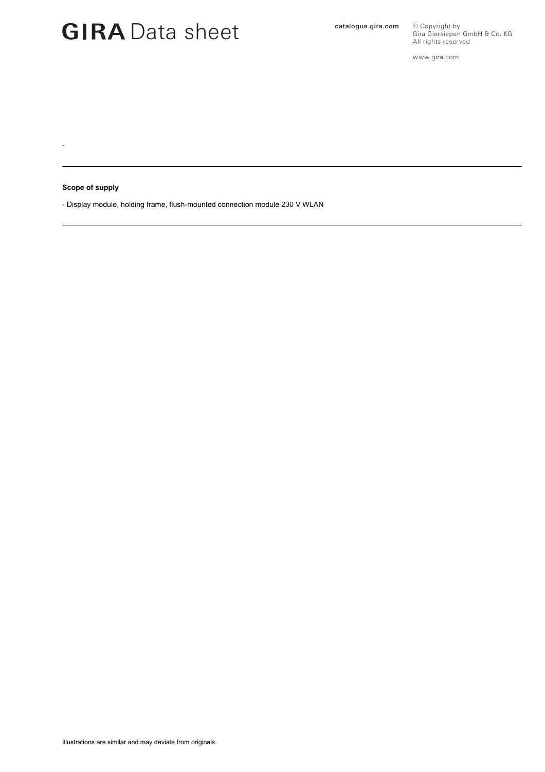-

**Scope of supply**

- Display module, holding frame, flush-mounted connection module 230 V WLAN

Illustrations are similar and may deviate from originals.